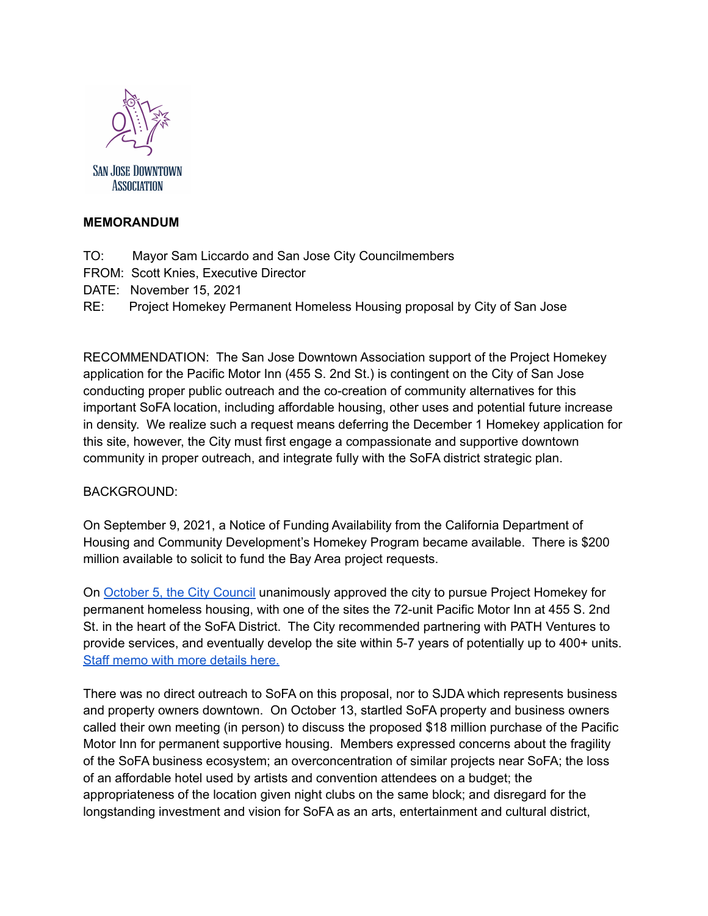SAN JOSE DOWNTOWN ASSOCIATION

**MEMORANDUM**

TO: Mayor Sam Liccardo and San Jose City Councilmembers
FROM: Scott Knies, Executive Director
DATE: November 15, 2021
RE: Project Homekey Permanent Homeless Housing proposal by City of San Jose

RECOMMENDATION: The San Jose Downtown Association support of the Project Homekey application for the Pacific Motor Inn (455 S. 2nd St.) is contingent on the City of San Jose conducting proper public outreach and the co-creation of community alternatives for this important SoFA location, including affordable housing, other uses and potential future increase in density. We realize such a request means deferring the December 1 Homekey application for this site, however, the City must first engage a compassionate and supportive downtown community in proper outreach, and integrate fully with the SoFA district strategic plan.

BACKGROUND:

On September 9, 2021, a Notice of Funding Availability from the California Department of Housing and Community Development's Homekey Program became available. There is $200 million available to solicit to fund the Bay Area project requests.

On October 5, the City Council unanimously approved the city to pursue Project Homekey for permanent homeless housing, with one of the sites the 72-unit Pacific Motor Inn at 455 S. 2nd St. in the heart of the SoFA District. The City recommended partnering with PATH Ventures to provide services, and eventually develop the site within 5-7 years of potentially up to 400+ units. Staff memo with more details here.

There was no direct outreach to SoFA on this proposal, nor to SJDA which represents business and property owners downtown. On October 13, startled SoFA property and business owners called their own meeting (in person) to discuss the proposed $18 million purchase of the Pacific Motor Inn for permanent supportive housing. Members expressed concerns about the fragility of the SoFA business ecosystem; an overconcentration of similar projects near SoFA; the loss of an affordable hotel used by artists and convention attendees on a budget; the appropriateness of the location given night clubs on the same block; and disregard for the longstanding investment and vision for SoFA as an arts, entertainment and cultural district,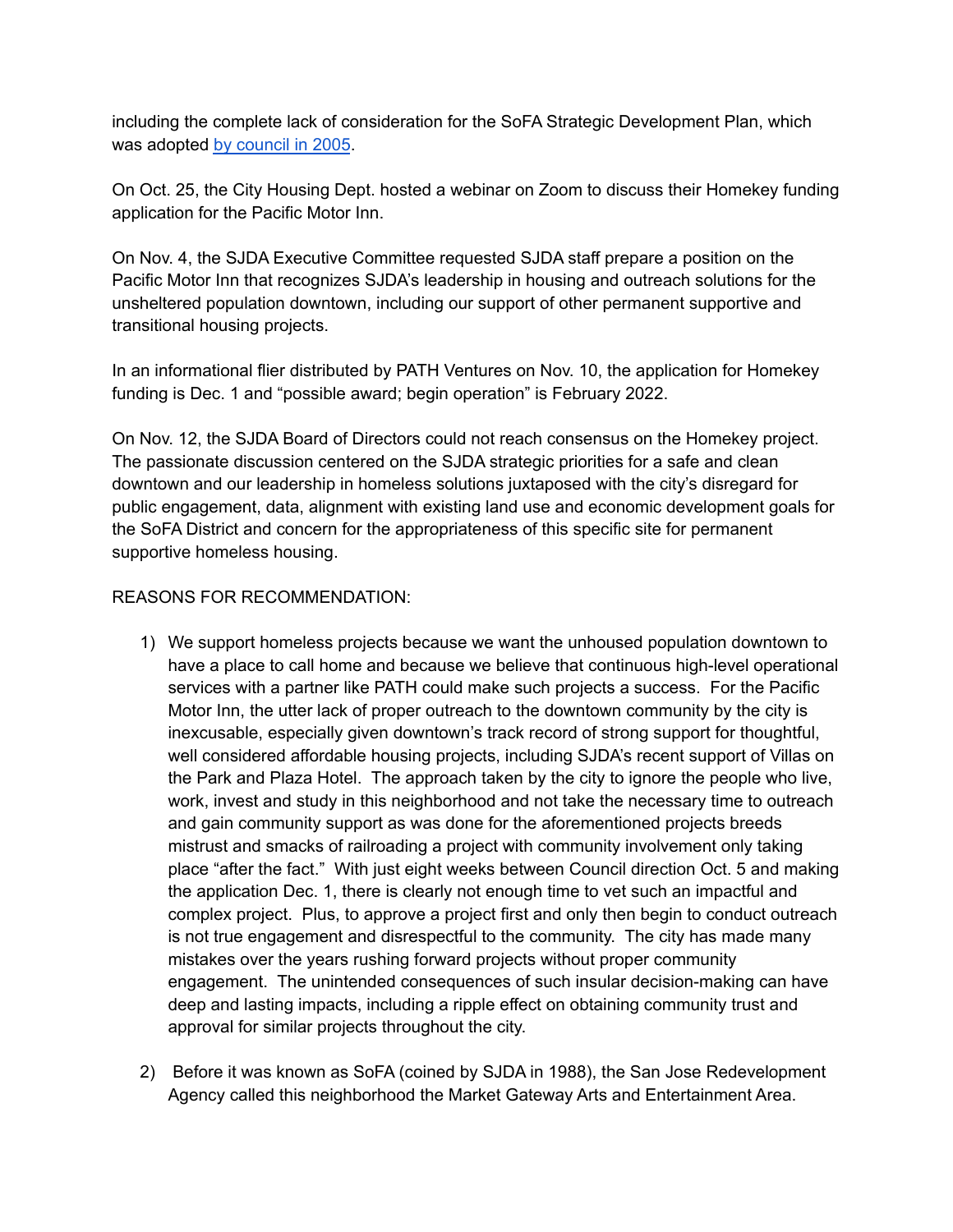including the complete lack of consideration for the SoFA Strategic Development Plan, which was adopted by council in 2005.

On Oct. 25, the City Housing Dept. hosted a webinar on Zoom to discuss their Homekey funding application for the Pacific Motor Inn.

On Nov. 4, the SJDA Executive Committee requested SJDA staff prepare a position on the Pacific Motor Inn that recognizes SJDA's leadership in housing and outreach solutions for the unsheltered population downtown, including our support of other permanent supportive and transitional housing projects.

In an informational flier distributed by PATH Ventures on Nov. 10, the application for Homekey funding is Dec. 1 and "possible award; begin operation" is February 2022.

On Nov. 12, the SJDA Board of Directors could not reach consensus on the Homekey project. The passionate discussion centered on the SJDA strategic priorities for a safe and clean downtown and our leadership in homeless solutions juxtaposed with the city's disregard for public engagement, data, alignment with existing land use and economic development goals for the SoFA District and concern for the appropriateness of this specific site for permanent supportive homeless housing.

REASONS FOR RECOMMENDATION:

1) We support homeless projects because we want the unhoused population downtown to have a place to call home and because we believe that continuous high-level operational services with a partner like PATH could make such projects a success. For the Pacific Motor Inn, the utter lack of proper outreach to the downtown community by the city is inexcusable, especially given downtown's track record of strong support for thoughtful, well considered affordable housing projects, including SJDA's recent support of Villas on the Park and Plaza Hotel. The approach taken by the city to ignore the people who live, work, invest and study in this neighborhood and not take the necessary time to outreach and gain community support as was done for the aforementioned projects breeds mistrust and smacks of railroading a project with community involvement only taking place "after the fact." With just eight weeks between Council direction Oct. 5 and making the application Dec. 1, there is clearly not enough time to vet such an impactful and complex project. Plus, to approve a project first and only then begin to conduct outreach is not true engagement and disrespectful to the community. The city has made many mistakes over the years rushing forward projects without proper community engagement. The unintended consequences of such insular decision-making can have deep and lasting impacts, including a ripple effect on obtaining community trust and approval for similar projects throughout the city.

2) Before it was known as SoFA (coined by SJDA in 1988), the San Jose Redevelopment Agency called this neighborhood the Market Gateway Arts and Entertainment Area.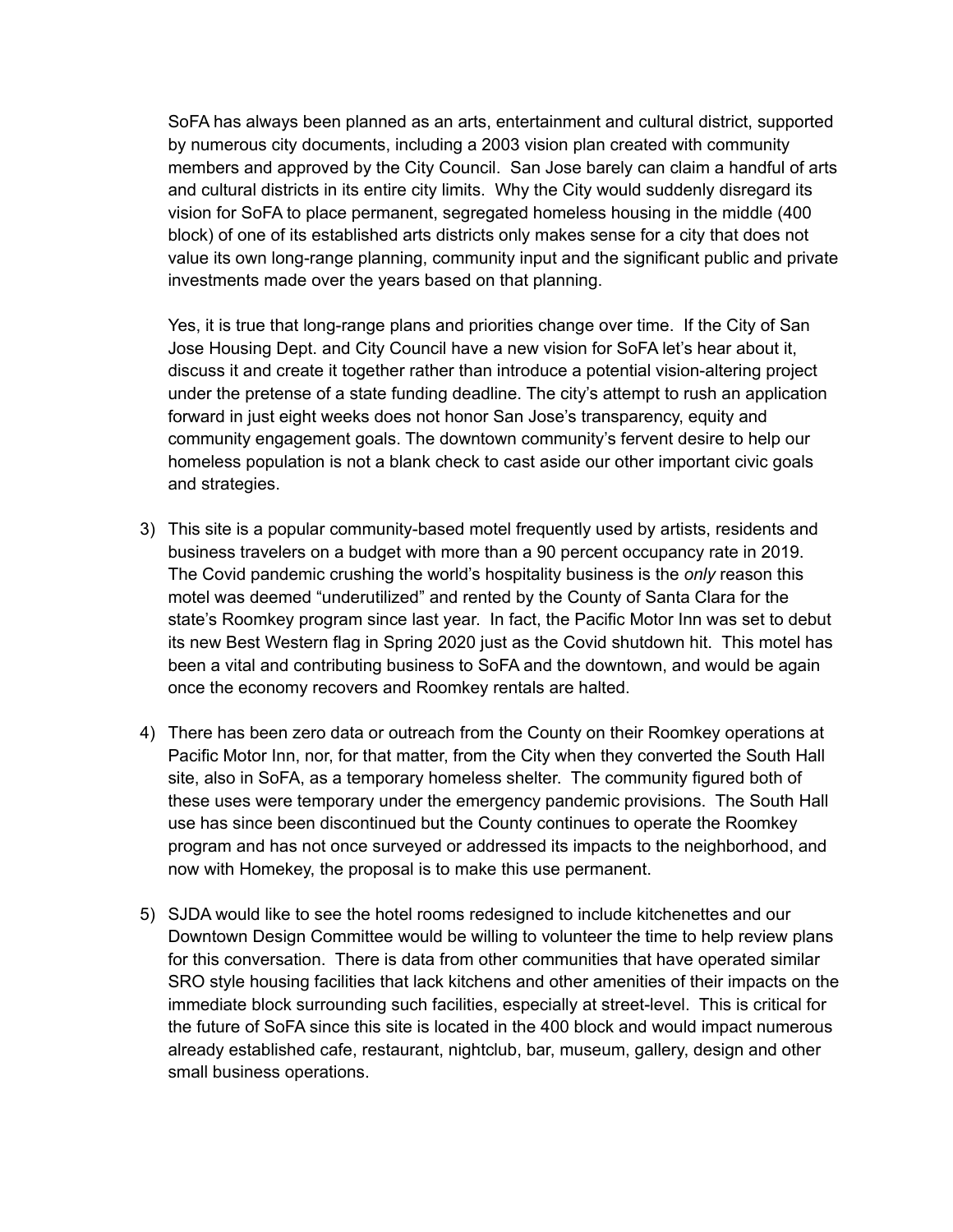SoFA has always been planned as an arts, entertainment and cultural district, supported by numerous city documents, including a 2003 vision plan created with community members and approved by the City Council. San Jose barely can claim a handful of arts and cultural districts in its entire city limits. Why the City would suddenly disregard its vision for SoFA to place permanent, segregated homeless housing in the middle (400 block) of one of its established arts districts only makes sense for a city that does not value its own long-range planning, community input and the significant public and private investments made over the years based on that planning.

Yes, it is true that long-range plans and priorities change over time. If the City of San Jose Housing Dept. and City Council have a new vision for SoFA let's hear about it, discuss it and create it together rather than introduce a potential vision-altering project under the pretense of a state funding deadline. The city's attempt to rush an application forward in just eight weeks does not honor San Jose's transparency, equity and community engagement goals. The downtown community's fervent desire to help our homeless population is not a blank check to cast aside our other important civic goals and strategies.

3) This site is a popular community-based motel frequently used by artists, residents and business travelers on a budget with more than a 90 percent occupancy rate in 2019. The Covid pandemic crushing the world's hospitality business is the *only* reason this motel was deemed "underutilized" and rented by the County of Santa Clara for the state's Roomkey program since last year. In fact, the Pacific Motor Inn was set to debut its new Best Western flag in Spring 2020 just as the Covid shutdown hit. This motel has been a vital and contributing business to SoFA and the downtown, and would be again once the economy recovers and Roomkey rentals are halted.

4) There has been zero data or outreach from the County on their Roomkey operations at Pacific Motor Inn, nor, for that matter, from the City when they converted the South Hall site, also in SoFA, as a temporary homeless shelter. The community figured both of these uses were temporary under the emergency pandemic provisions. The South Hall use has since been discontinued but the County continues to operate the Roomkey program and has not once surveyed or addressed its impacts to the neighborhood, and now with Homekey, the proposal is to make this use permanent.

5) SJDA would like to see the hotel rooms redesigned to include kitchenettes and our Downtown Design Committee would be willing to volunteer the time to help review plans for this conversation. There is data from other communities that have operated similar SRO style housing facilities that lack kitchens and other amenities of their impacts on the immediate block surrounding such facilities, especially at street-level. This is critical for the future of SoFA since this site is located in the 400 block and would impact numerous already established cafe, restaurant, nightclub, bar, museum, gallery, design and other small business operations.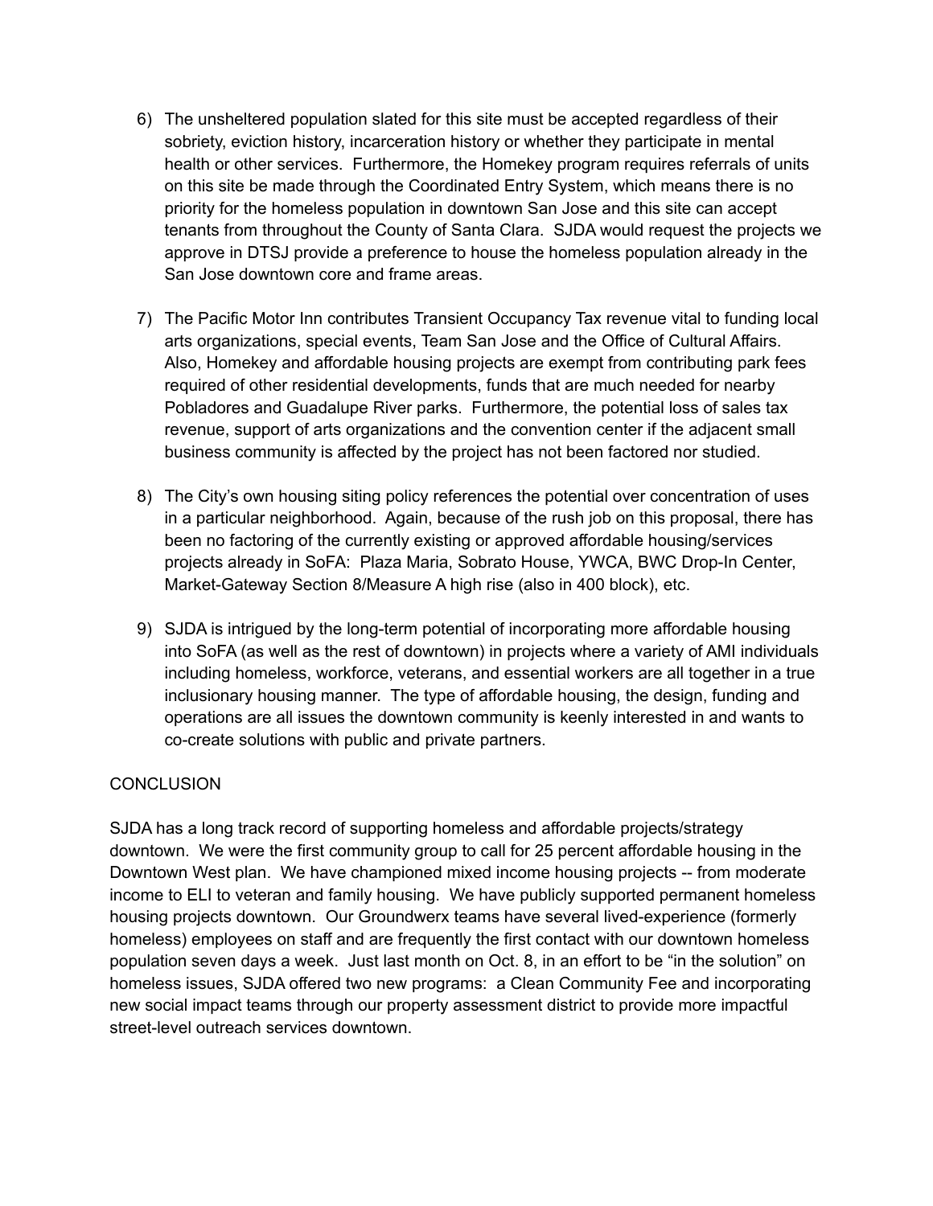6) The unsheltered population slated for this site must be accepted regardless of their sobriety, eviction history, incarceration history or whether they participate in mental health or other services. Furthermore, the Homekey program requires referrals of units on this site be made through the Coordinated Entry System, which means there is no priority for the homeless population in downtown San Jose and this site can accept tenants from throughout the County of Santa Clara. SJDA would request the projects we approve in DTSJ provide a preference to house the homeless population already in the San Jose downtown core and frame areas.

7) The Pacific Motor Inn contributes Transient Occupancy Tax revenue vital to funding local arts organizations, special events, Team San Jose and the Office of Cultural Affairs. Also, Homekey and affordable housing projects are exempt from contributing park fees required of other residential developments, funds that are much needed for nearby Pobladores and Guadalupe River parks. Furthermore, the potential loss of sales tax revenue, support of arts organizations and the convention center if the adjacent small business community is affected by the project has not been factored nor studied.

8) The City's own housing siting policy references the potential over concentration of uses in a particular neighborhood. Again, because of the rush job on this proposal, there has been no factoring of the currently existing or approved affordable housing/services projects already in SoFA: Plaza Maria, Sobrato House, YWCA, BWC Drop-In Center, Market-Gateway Section 8/Measure A high rise (also in 400 block), etc.

9) SJDA is intrigued by the long-term potential of incorporating more affordable housing into SoFA (as well as the rest of downtown) in projects where a variety of AMI individuals including homeless, workforce, veterans, and essential workers are all together in a true inclusionary housing manner. The type of affordable housing, the design, funding and operations are all issues the downtown community is keenly interested in and wants to co-create solutions with public and private partners.

CONCLUSION

SJDA has a long track record of supporting homeless and affordable projects/strategy downtown. We were the first community group to call for 25 percent affordable housing in the Downtown West plan. We have championed mixed income housing projects -- from moderate income to ELI to veteran and family housing. We have publicly supported permanent homeless housing projects downtown. Our Groundwerx teams have several lived-experience (formerly homeless) employees on staff and are frequently the first contact with our downtown homeless population seven days a week. Just last month on Oct. 8, in an effort to be "in the solution" on homeless issues, SJDA offered two new programs: a Clean Community Fee and incorporating new social impact teams through our property assessment district to provide more impactful street-level outreach services downtown.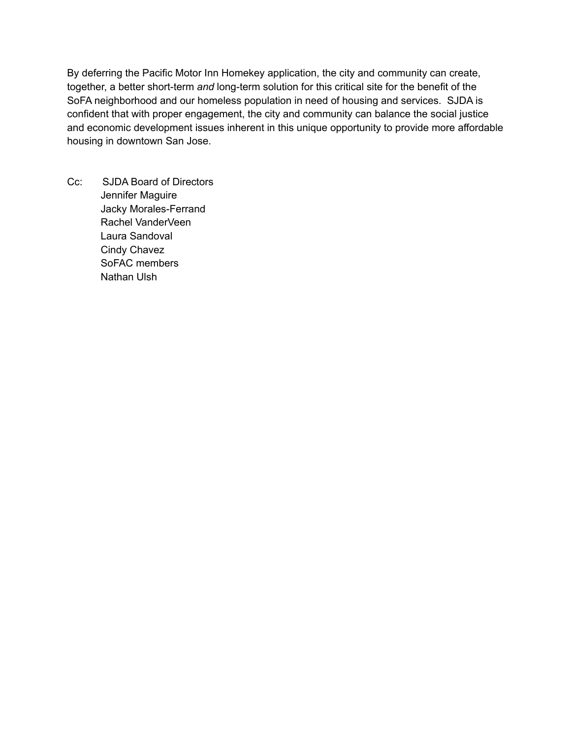By deferring the Pacific Motor Inn Homekey application, the city and community can create, together, a better short-term *and* long-term solution for this critical site for the benefit of the SoFA neighborhood and our homeless population in need of housing and services. SJDA is confident that with proper engagement, the city and community can balance the social justice and economic development issues inherent in this unique opportunity to provide more affordable housing in downtown San Jose.

Cc: SJDA Board of Directors
Jennifer Maguire
Jacky Morales-Ferrand
Rachel VanderVeen
Laura Sandoval
Cindy Chavez
SoFAC members
Nathan Ulsh